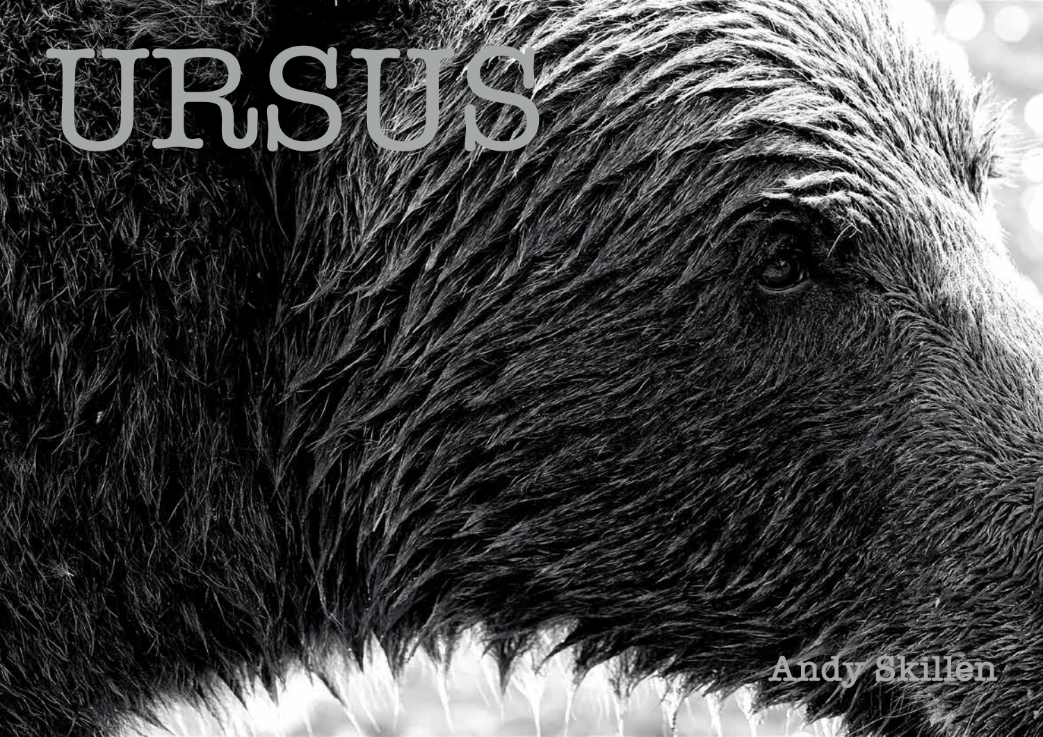# URSUS

Andy Skillen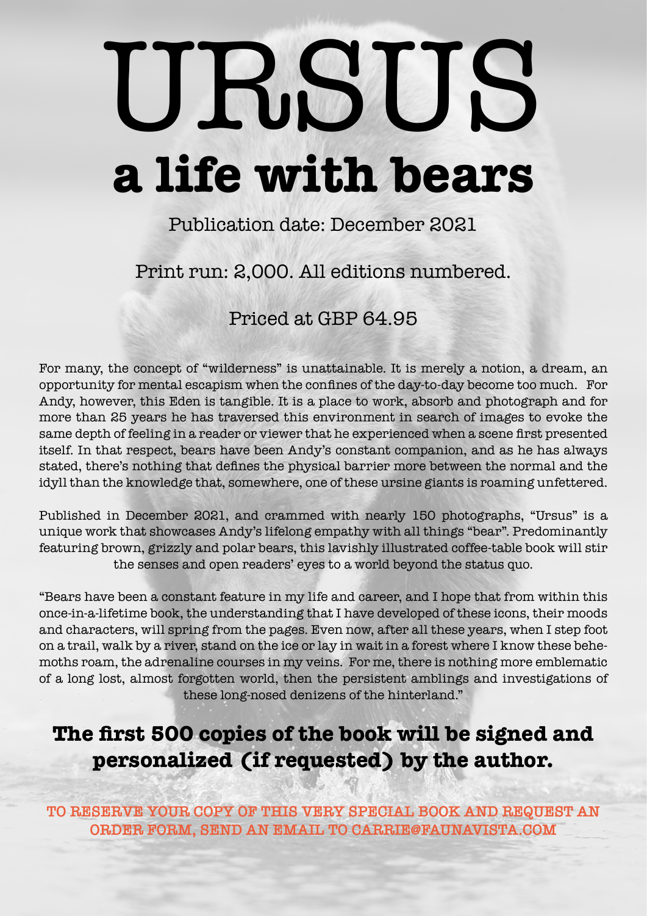# URSUS

## a life with bears

Publication date: December 2021

Print run: 2,000. All editions numbered.

Priced at GBP 64.95

For many, the concept of "wilderness" is unattainable. It is merely a notion, a dream, an opportunity for mental escapism when the confines of the day-to-day become too much. For Andy, however, this Eden is tangible. It is a place to work, absorb and photograph and for more than 25 years he has traversed this environment in search of images to evoke the same depth of feeling in a reader or viewer that he experienced when a scene first presented itself. In that respect, bears have been Andy's constant companion, and as he has always stated, there's nothing that defines the physical barrier more between the normal and the idyll than the knowledge that, somewhere, one of these ursine giants is roaming unfettered.

Published in December 2021, and crammed with nearly 150 photographs, "Ursus" is a unique work that showcases Andy's lifelong empathy with all things "bear". Predominantly featuring brown, grizzly and polar bears, this lavishly illustrated coffee-table book will stir the senses and open readers' eyes to a world beyond the status quo.

"Bears have been a constant feature in my life and career, and I hope that from within this once-in-a-lifetime book, the understanding that I have developed of these icons, their moods and characters, will spring from the pages. Even now, after all these years, when I step foot on a trail, walk by a river, stand on the ice or lay in wait in a forest where I know these behemoths roam, the adrenaline courses in my veins. For me, there is nothing more emblematic of a long lost, almost forgotten world, then the persistent amblings and investigations of these long-nosed denizens of the hinterland."

**The first 500 copies of the book will be signed and personalized (if requested) by the author.**

TO RESERVE YOUR COPY OF THIS VERY SPECIAL BOOK AND REQUEST AN ORDER FORM, SEND AN EMAIL TO CARRIE@FAUNAVISTA.COM